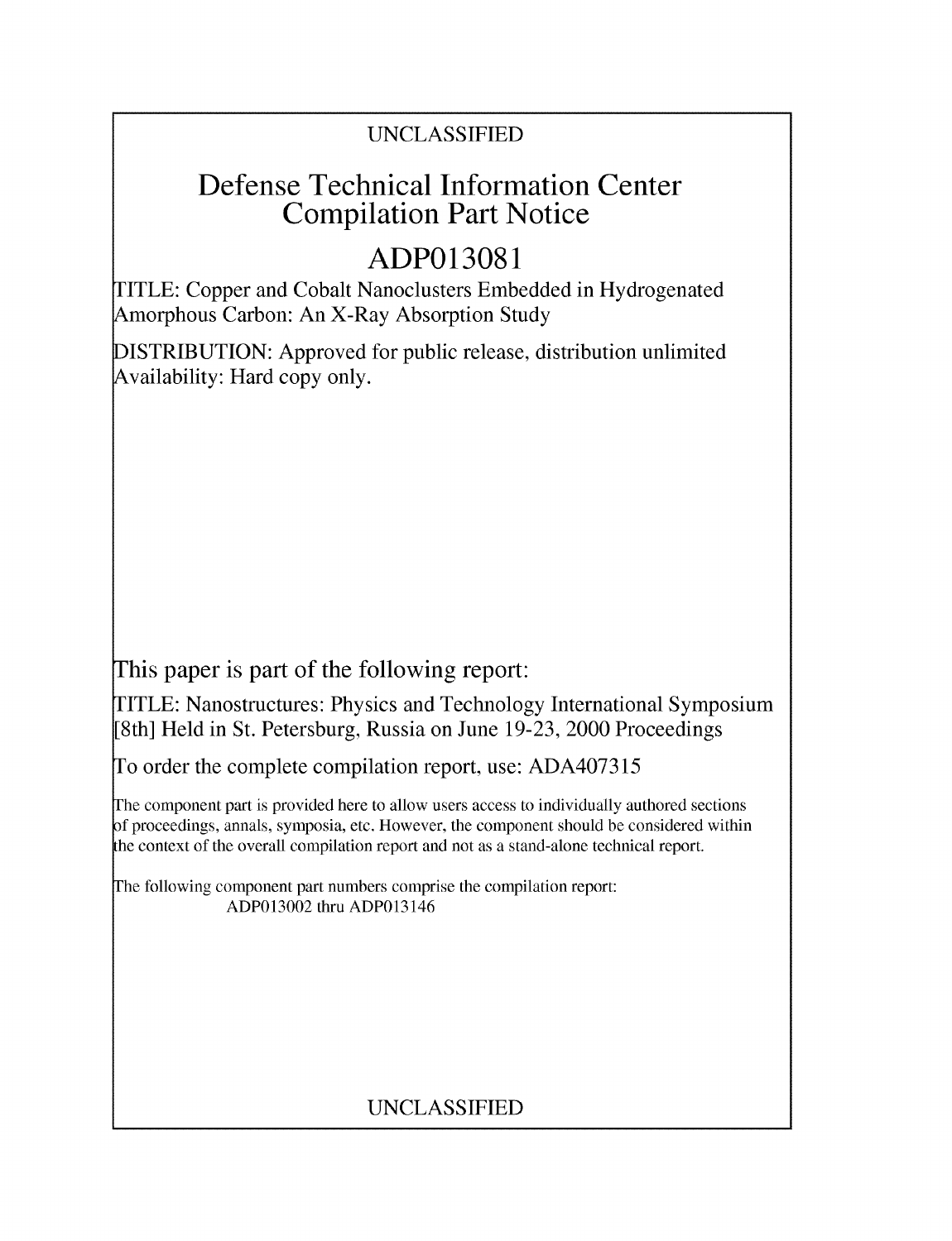UNCLASSIFIED

# Defense Technical Information Center Compilation Part Notice

## ADP013081

TITLE: Copper and Cobalt Nanoclusters Embedded in Hydrogenated Amorphous Carbon: An X-Ray Absorption Study

DISTRIBUTION: Approved for public release, distribution unlimited
Availability: Hard copy only.

This paper is part of the following report:

TITLE: Nanostructures: Physics and Technology International Symposium [8th] Held in St. Petersburg, Russia on June 19-23, 2000 Proceedings

To order the complete compilation report, use: ADA407315

The component part is provided here to allow users access to individually authored sections of proceedings, annals, symposia, etc. However, the component should be considered within the context of the overall compilation report and not as a stand-alone technical report.

The following component part numbers comprise the compilation report:
ADP013002 thru ADP013146

UNCLASSIFIED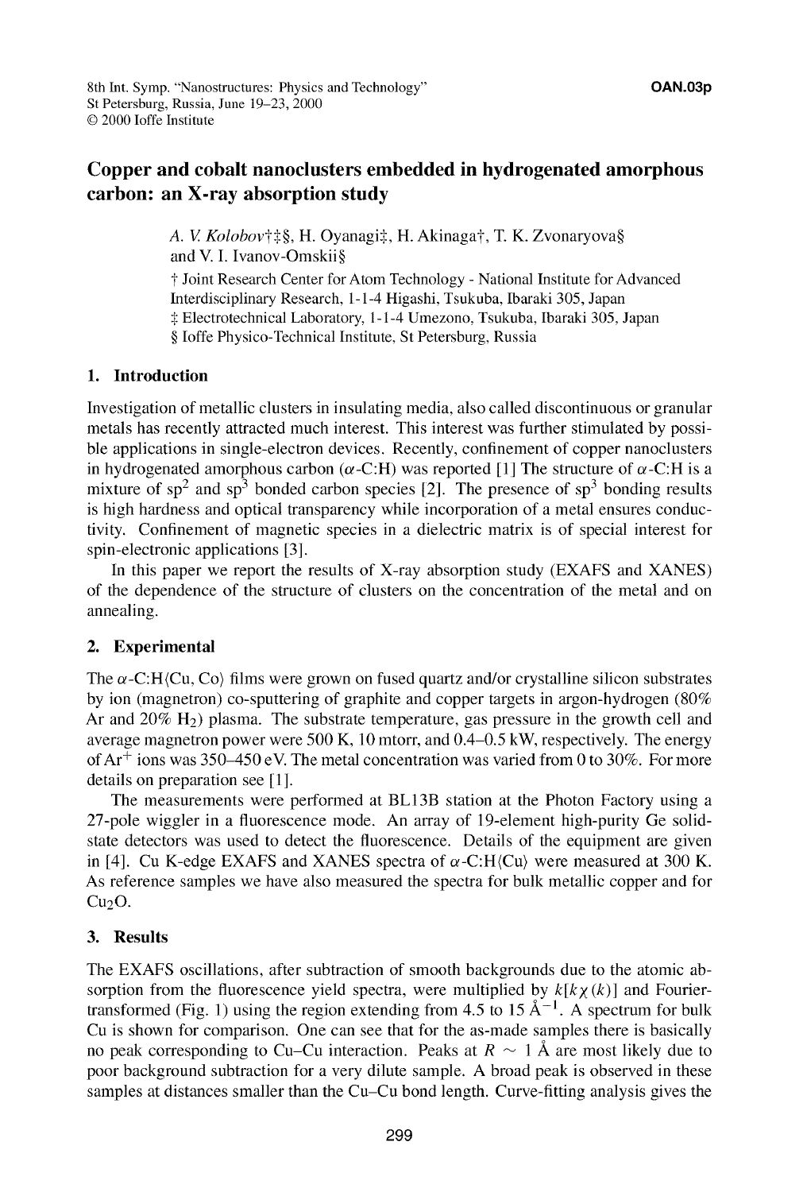# Copper and cobalt nanoclusters embedded in hydrogenated amorphous carbon: an X-ray absorption study

*A. V. Kolobov*†‡§, H. Oyanagi‡, H. Akinaga†, T. K. Zvonaryova§ and V. I. Ivanov-Omskii§

† Joint Research Center for Atom Technology - National Institute for Advanced Interdisciplinary Research, 1-1-4 Higashi, Tsukuba, Ibaraki 305, Japan
‡ Electrotechnical Laboratory, 1-1-4 Umezono, Tsukuba, Ibaraki 305, Japan
§ Ioffe Physico-Technical Institute, St Petersburg, Russia

## 1. Introduction

Investigation of metallic clusters in insulating media, also called discontinuous or granular metals has recently attracted much interest. This interest was further stimulated by possible applications in single-electron devices. Recently, confinement of copper nanoclusters in hydrogenated amorphous carbon ($\alpha$-C:H) was reported [1] The structure of $\alpha$-C:H is a mixture of $sp^2$ and $sp^3$ bonded carbon species [2]. The presence of $sp^3$ bonding results is high hardness and optical transparency while incorporation of a metal ensures conductivity. Confinement of magnetic species in a dielectric matrix is of special interest for spin-electronic applications [3].

In this paper we report the results of X-ray absorption study (EXAFS and XANES) of the dependence of the structure of clusters on the concentration of the metal and on annealing.

## 2. Experimental

The $\alpha$-C:H⟨Cu, Co⟩ films were grown on fused quartz and/or crystalline silicon substrates by ion (magnetron) co-sputtering of graphite and copper targets in argon-hydrogen (80% Ar and 20% $H_2$) plasma. The substrate temperature, gas pressure in the growth cell and average magnetron power were 500 K, 10 mtorr, and 0.4–0.5 kW, respectively. The energy of $Ar^+$ ions was 350–450 eV. The metal concentration was varied from 0 to 30%. For more details on preparation see [1].

The measurements were performed at BL13B station at the Photon Factory using a 27-pole wiggler in a fluorescence mode. An array of 19-element high-purity Ge solid-state detectors was used to detect the fluorescence. Details of the equipment are given in [4]. Cu K-edge EXAFS and XANES spectra of $\alpha$-C:H⟨Cu⟩ were measured at 300 K. As reference samples we have also measured the spectra for bulk metallic copper and for $Cu_2O$.

## 3. Results

The EXAFS oscillations, after subtraction of smooth backgrounds due to the atomic absorption from the fluorescence yield spectra, were multiplied by $k[k\chi(k)]$ and Fourier-transformed (Fig. 1) using the region extending from 4.5 to 15 Å$^{-1}$. A spectrum for bulk Cu is shown for comparison. One can see that for the as-made samples there is basically no peak corresponding to Cu–Cu interaction. Peaks at $R \sim 1$ Å are most likely due to poor background subtraction for a very dilute sample. A broad peak is observed in these samples at distances smaller than the Cu–Cu bond length. Curve-fitting analysis gives the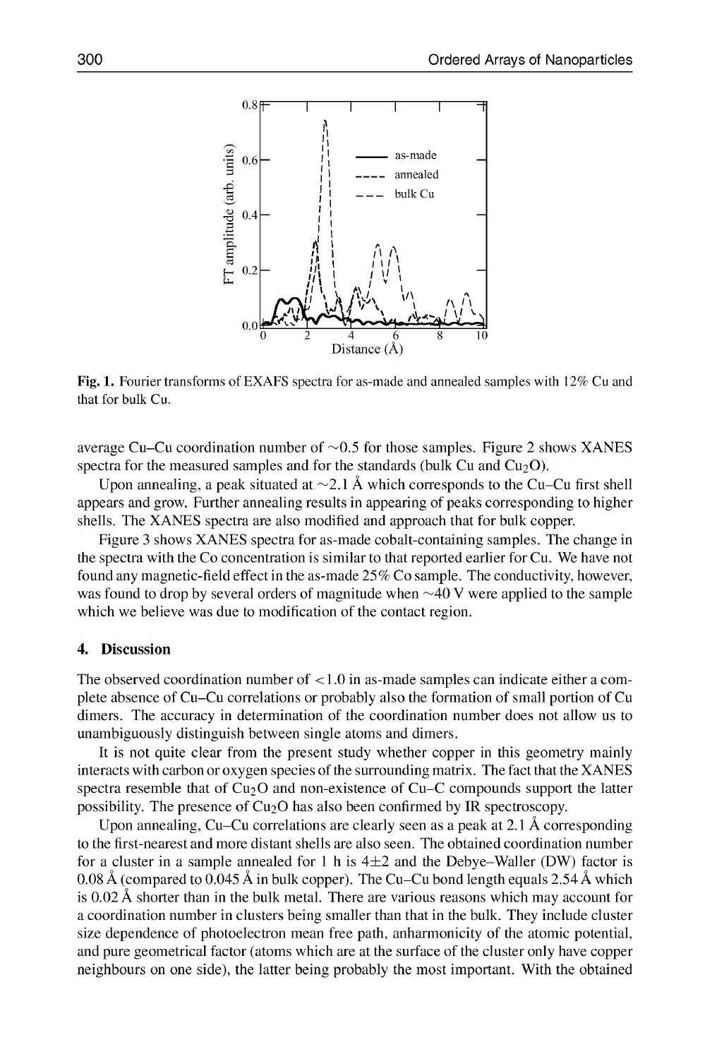Fig. 1. Fourier transforms of EXAFS spectra for as-made and annealed samples with 12% Cu and that for bulk Cu.

average Cu–Cu coordination number of ~0.5 for those samples. Figure 2 shows XANES spectra for the measured samples and for the standards (bulk Cu and $Cu_2O$).

Upon annealing, a peak situated at ~2.1 Å which corresponds to the Cu–Cu first shell appears and grow. Further annealing results in appearing of peaks corresponding to higher shells. The XANES spectra are also modified and approach that for bulk copper.

Figure 3 shows XANES spectra for as-made cobalt-containing samples. The change in the spectra with the Co concentration is similar to that reported earlier for Cu. We have not found any magnetic-field effect in the as-made 25% Co sample. The conductivity, however, was found to drop by several orders of magnitude when ~40 V were applied to the sample which we believe was due to modification of the contact region.

## 4. Discussion

The observed coordination number of <1.0 in as-made samples can indicate either a complete absence of Cu–Cu correlations or probably also the formation of small portion of Cu dimers. The accuracy in determination of the coordination number does not allow us to unambiguously distinguish between single atoms and dimers.

It is not quite clear from the present study whether copper in this geometry mainly interacts with carbon or oxygen species of the surrounding matrix. The fact that the XANES spectra resemble that of $Cu_2O$ and non-existence of Cu–C compounds support the latter possibility. The presence of $Cu_2O$ has also been confirmed by IR spectroscopy.

Upon annealing, Cu–Cu correlations are clearly seen as a peak at 2.1 Å corresponding to the first-nearest and more distant shells are also seen. The obtained coordination number for a cluster in a sample annealed for 1 h is 4±2 and the Debye–Waller (DW) factor is 0.08 Å (compared to 0.045 Å in bulk copper). The Cu–Cu bond length equals 2.54 Å which is 0.02 Å shorter than in the bulk metal. There are various reasons which may account for a coordination number in clusters being smaller than that in the bulk. They include cluster size dependence of photoelectron mean free path, anharmonicity of the atomic potential, and pure geometrical factor (atoms which are at the surface of the cluster only have copper neighbours on one side), the latter being probably the most important. With the obtained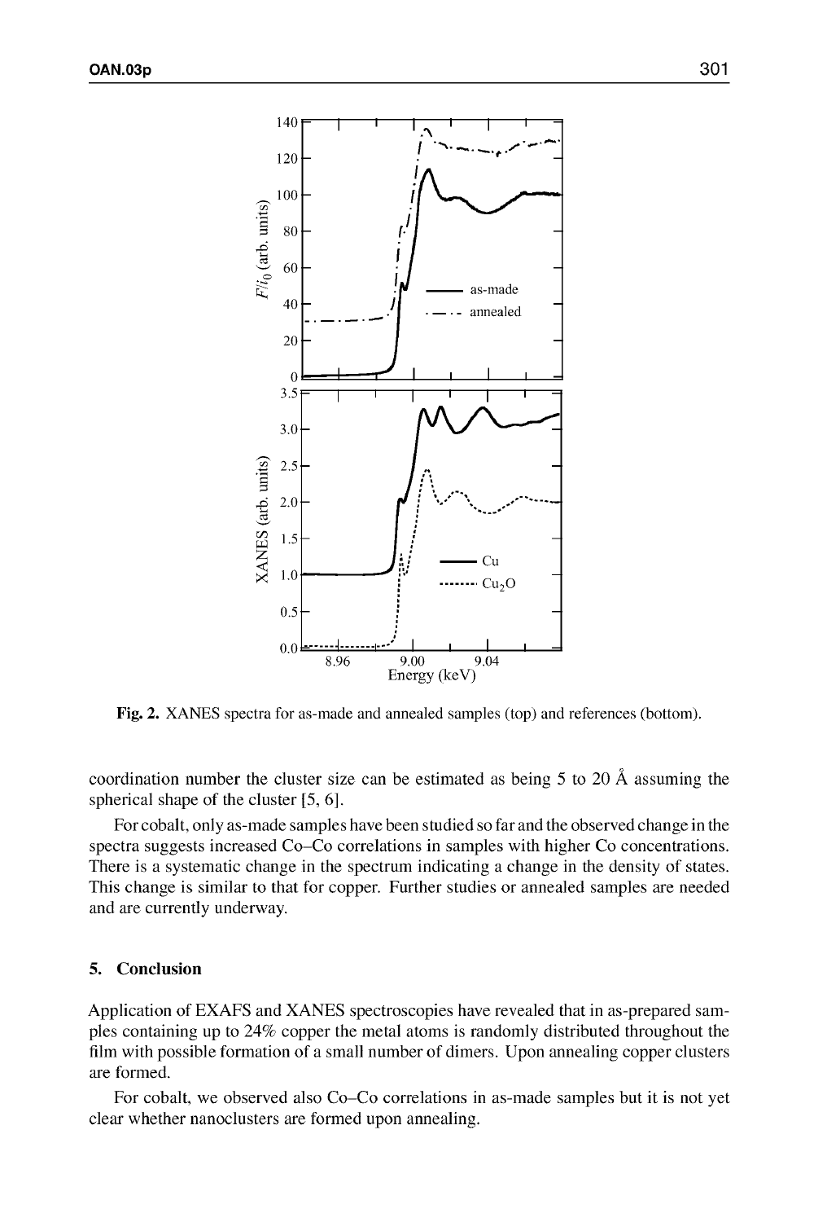Fig. 2. XANES spectra for as-made and annealed samples (top) and references (bottom).

coordination number the cluster size can be estimated as being 5 to 20 Å assuming the spherical shape of the cluster [5, 6].

For cobalt, only as-made samples have been studied so far and the observed change in the spectra suggests increased Co–Co correlations in samples with higher Co concentrations. There is a systematic change in the spectrum indicating a change in the density of states. This change is similar to that for copper. Further studies or annealed samples are needed and are currently underway.

## 5. Conclusion

Application of EXAFS and XANES spectroscopies have revealed that in as-prepared samples containing up to 24% copper the metal atoms is randomly distributed throughout the film with possible formation of a small number of dimers. Upon annealing copper clusters are formed.

For cobalt, we observed also Co–Co correlations in as-made samples but it is not yet clear whether nanoclusters are formed upon annealing.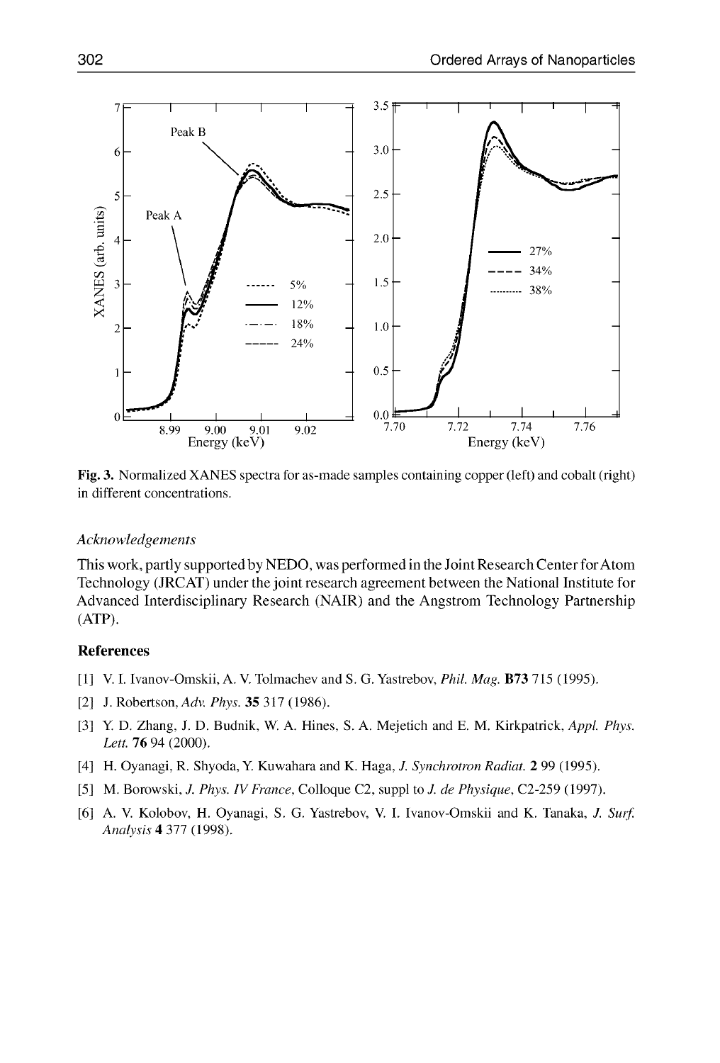Peak B

Peak A

XANES (arb. units)

Energy (keV)

8.99 9.00 9.01 9.02

5% 12% 18% 24%

Energy (keV)

7.70 7.72 7.74 7.76

27% 34% 38%

**Fig. 3.** Normalized XANES spectra for as-made samples containing copper (left) and cobalt (right) in different concentrations.

*Acknowledgements*

This work, partly supported by NEDO, was performed in the Joint Research Center for Atom Technology (JRCAT) under the joint research agreement between the National Institute for Advanced Interdisciplinary Research (NAIR) and the Angstrom Technology Partnership (ATP).

## References

[1] V. I. Ivanov-Omskii, A. V. Tolmachev and S. G. Yastrebov, *Phil. Mag.* **B73** 715 (1995).

[2] J. Robertson, *Adv. Phys.* **35** 317 (1986).

[3] Y. D. Zhang, J. D. Budnik, W. A. Hines, S. A. Mejetich and E. M. Kirkpatrick, *Appl. Phys. Lett.* **76** 94 (2000).

[4] H. Oyanagi, R. Shyoda, Y. Kuwahara and K. Haga, *J. Synchrotron Radiat.* **2** 99 (1995).

[5] M. Borowski, *J. Phys. IV France*, Colloque C2, suppl to *J. de Physique*, C2-259 (1997).

[6] A. V. Kolobov, H. Oyanagi, S. G. Yastrebov, V. I. Ivanov-Omskii and K. Tanaka, *J. Surf. Analysis* **4** 377 (1998).